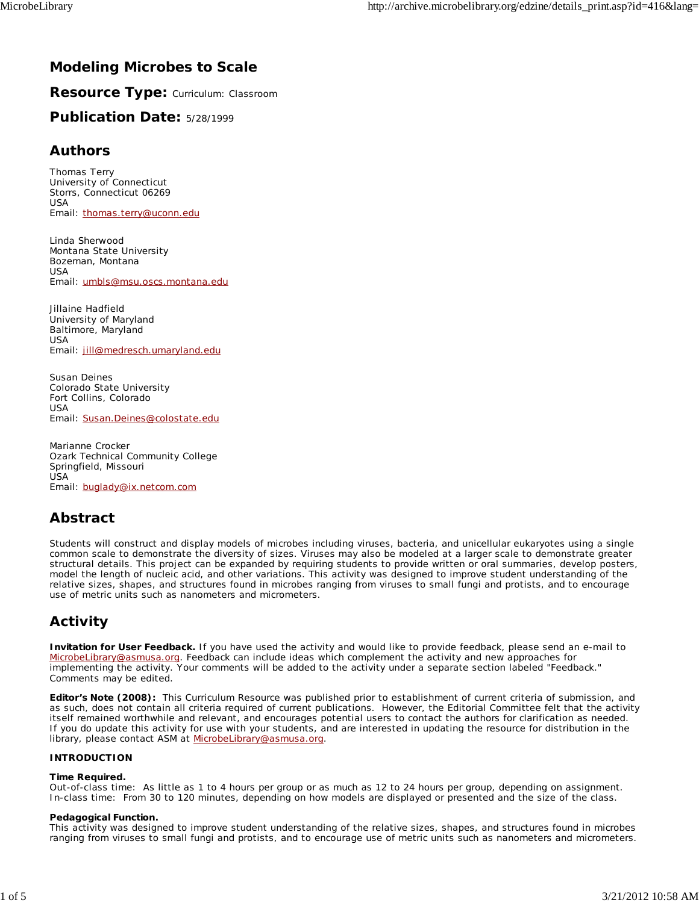# Modeling Microbes to Scale

## Resource Type: Curriculum: Classroom

## Publication Date: 5/28/1999

## Authors

Thomas Terry
University of Connecticut
Storrs, Connecticut 06269
USA
Email: thomas.terry@uconn.edu

Linda Sherwood
Montana State University
Bozeman, Montana
USA
Email: umbls@msu.oscs.montana.edu

Jillaine Hadfield
University of Maryland
Baltimore, Maryland
USA
Email: jill@medresch.umaryland.edu

Susan Deines
Colorado State University
Fort Collins, Colorado
USA
Email: Susan.Deines@colostate.edu

Marianne Crocker
Ozark Technical Community College
Springfield, Missouri
USA
Email: buglady@ix.netcom.com

## Abstract

Students will construct and display models of microbes including viruses, bacteria, and unicellular eukaryotes using a single common scale to demonstrate the diversity of sizes. Viruses may also be modeled at a larger scale to demonstrate greater structural details. This project can be expanded by requiring students to provide written or oral summaries, develop posters, model the length of nucleic acid, and other variations. This activity was designed to improve student understanding of the relative sizes, shapes, and structures found in microbes ranging from viruses to small fungi and protists, and to encourage use of metric units such as nanometers and micrometers.

## Activity

**Invitation for User Feedback.** If you have used the activity and would like to provide feedback, please send an e-mail to MicrobeLibrary@asmusa.org. Feedback can include ideas which complement the activity and new approaches for implementing the activity. Your comments will be added to the activity under a separate section labeled "Feedback." Comments may be edited.

**Editor's Note (2008):** This Curriculum Resource was published prior to establishment of current criteria of submission, and as such, does not contain all criteria required of current publications. However, the Editorial Committee felt that the activity itself remained worthwhile and relevant, and encourages potential users to contact the authors for clarification as needed. If you do update this activity for use with your students, and are interested in updating the resource for distribution in the library, please contact ASM at MicrobeLibrary@asmusa.org.

**INTRODUCTION**

**Time Required.**
Out-of-class time: As little as 1 to 4 hours per group or as much as 12 to 24 hours per group, depending on assignment.
In-class time: From 30 to 120 minutes, depending on how models are displayed or presented and the size of the class.

**Pedagogical Function.**
This activity was designed to improve student understanding of the relative sizes, shapes, and structures found in microbes ranging from viruses to small fungi and protists, and to encourage use of metric units such as nanometers and micrometers.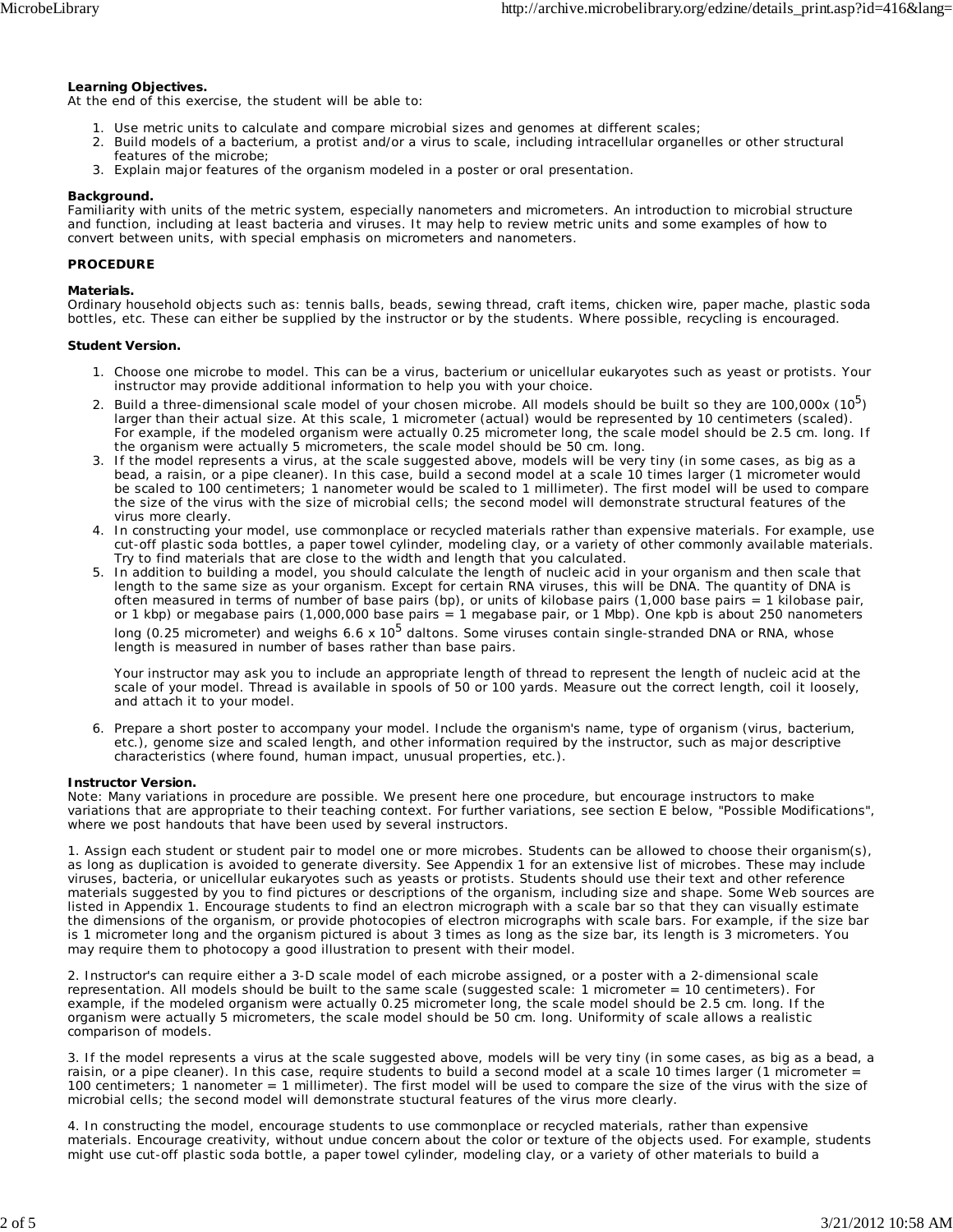**Learning Objectives.**
At the end of this exercise, the student will be able to:

1. Use metric units to calculate and compare microbial sizes and genomes at different scales;
2. Build models of a bacterium, a protist and/or a virus to scale, including intracellular organelles or other structural features of the microbe;
3. Explain major features of the organism modeled in a poster or oral presentation.

**Background.**
Familiarity with units of the metric system, especially nanometers and micrometers. An introduction to microbial structure and function, including at least bacteria and viruses. It may help to review metric units and some examples of how to convert between units, with special emphasis on micrometers and nanometers.

**PROCEDURE**

**Materials.**
Ordinary household objects such as: tennis balls, beads, sewing thread, craft items, chicken wire, paper mache, plastic soda bottles, etc. These can either be supplied by the instructor or by the students. Where possible, recycling is encouraged.

**Student Version.**

1. Choose one microbe to model. This can be a virus, bacterium or unicellular eukaryotes such as yeast or protists. Your instructor may provide additional information to help you with your choice.
2. Build a three-dimensional scale model of your chosen microbe. All models should be built so they are 100,000x ($10^5$) larger than their actual size. At this scale, 1 micrometer (actual) would be represented by 10 centimeters (scaled). For example, if the modeled organism were actually 0.25 micrometer long, the scale model should be 2.5 cm. long. If the organism were actually 5 micrometers, the scale model should be 50 cm. long.
3. If the model represents a virus, at the scale suggested above, models will be very tiny (in some cases, as big as a bead, a raisin, or a pipe cleaner). In this case, build a second model at a scale 10 times larger (1 micrometer would be scaled to 100 centimeters; 1 nanometer would be scaled to 1 millimeter). The first model will be used to compare the size of the virus with the size of microbial cells; the second model will demonstrate structural features of the virus more clearly.
4. In constructing your model, use commonplace or recycled materials rather than expensive materials. For example, use cut-off plastic soda bottles, a paper towel cylinder, modeling clay, or a variety of other commonly available materials. Try to find materials that are close to the width and length that you calculated.
5. In addition to building a model, you should calculate the length of nucleic acid in your organism and then scale that length to the same size as your organism. Except for certain RNA viruses, this will be DNA. The quantity of DNA is often measured in terms of number of base pairs (bp), or units of kilobase pairs (1,000 base pairs = 1 kilobase pair, or 1 kbp) or megabase pairs (1,000,000 base pairs = 1 megabase pair, or 1 Mbp). One kpb is about 250 nanometers long (0.25 micrometer) and weighs $6.6 \times 10^5$ daltons. Some viruses contain single-stranded DNA or RNA, whose length is measured in number of bases rather than base pairs.

   Your instructor may ask you to include an appropriate length of thread to represent the length of nucleic acid at the scale of your model. Thread is available in spools of 50 or 100 yards. Measure out the correct length, coil it loosely, and attach it to your model.

6. Prepare a short poster to accompany your model. Include the organism's name, type of organism (virus, bacterium, etc.), genome size and scaled length, and other information required by the instructor, such as major descriptive characteristics (where found, human impact, unusual properties, etc.).

**Instructor Version.**
Note: Many variations in procedure are possible. We present here one procedure, but encourage instructors to make variations that are appropriate to their teaching context. For further variations, see section E below, "Possible Modifications", where we post handouts that have been used by several instructors.

1. Assign each student or student pair to model one or more microbes. Students can be allowed to choose their organism(s), as long as duplication is avoided to generate diversity. See Appendix 1 for an extensive list of microbes. These may include viruses, bacteria, or unicellular eukaryotes such as yeasts or protists. Students should use their text and other reference materials suggested by you to find pictures or descriptions of the organism, including size and shape. Some Web sources are listed in Appendix 1. Encourage students to find an electron micrograph with a scale bar so that they can visually estimate the dimensions of the organism, or provide photocopies of electron micrographs with scale bars. For example, if the size bar is 1 micrometer long and the organism pictured is about 3 times as long as the size bar, its length is 3 micrometers. You may require them to photocopy a good illustration to present with their model.

2. Instructor's can require either a 3-D scale model of each microbe assigned, or a poster with a 2-dimensional scale representation. All models should be built to the same scale (suggested scale: 1 micrometer = 10 centimeters). For example, if the modeled organism were actually 0.25 micrometer long, the scale model should be 2.5 cm. long. If the organism were actually 5 micrometers, the scale model should be 50 cm. long. Uniformity of scale allows a realistic comparison of models.

3. If the model represents a virus at the scale suggested above, models will be very tiny (in some cases, as big as a bead, a raisin, or a pipe cleaner). In this case, require students to build a second model at a scale 10 times larger (1 micrometer = 100 centimeters; 1 nanometer = 1 millimeter). The first model will be used to compare the size of the virus with the size of microbial cells; the second model will demonstrate stuctural features of the virus more clearly.

4. In constructing the model, encourage students to use commonplace or recycled materials, rather than expensive materials. Encourage creativity, without undue concern about the color or texture of the objects used. For example, students might use cut-off plastic soda bottle, a paper towel cylinder, modeling clay, or a variety of other materials to build a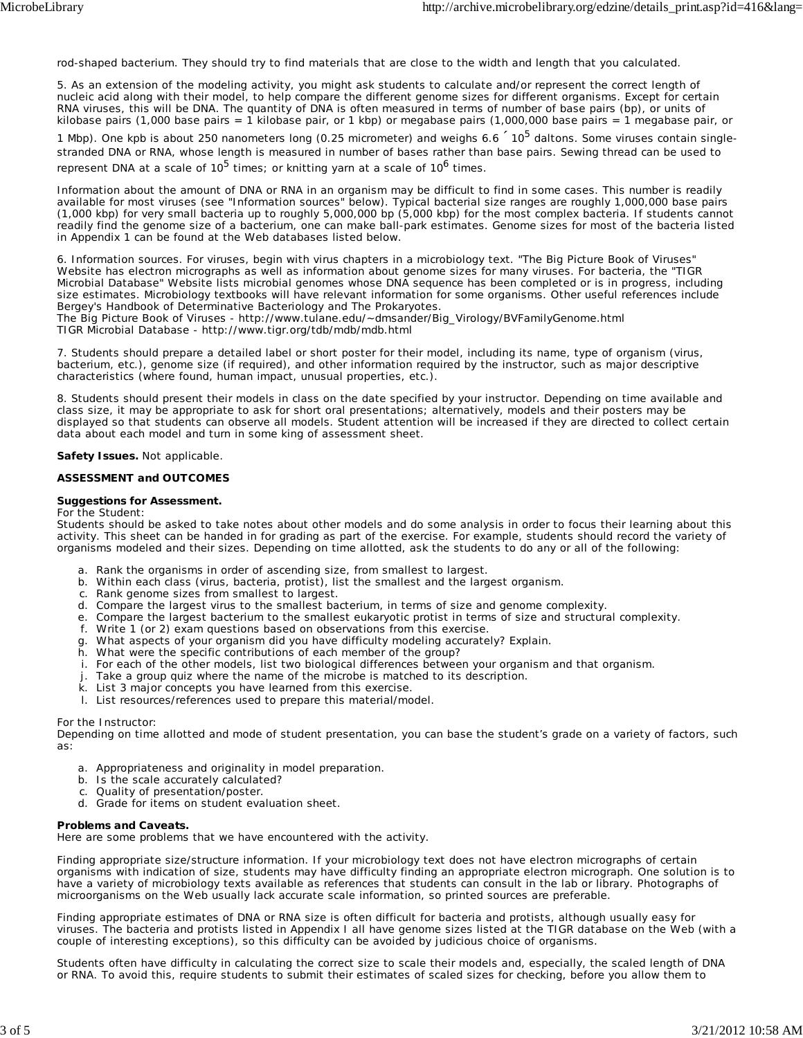rod-shaped bacterium. They should try to find materials that are close to the width and length that you calculated.

5. As an extension of the modeling activity, you might ask students to calculate and/or represent the correct length of nucleic acid along with their model, to help compare the different genome sizes for different organisms. Except for certain RNA viruses, this will be DNA. The quantity of DNA is often measured in terms of number of base pairs (bp), or units of kilobase pairs (1,000 base pairs = 1 kilobase pair, or 1 kbp) or megabase pairs (1,000,000 base pairs = 1 megabase pair, or 1 Mbp). One kpb is about 250 nanometers long (0.25 micrometer) and weighs $6.6 \times 10^5$ daltons. Some viruses contain single-stranded DNA or RNA, whose length is measured in number of bases rather than base pairs. Sewing thread can be used to represent DNA at a scale of $10^5$ times; or knitting yarn at a scale of $10^6$ times.

Information about the amount of DNA or RNA in an organism may be difficult to find in some cases. This number is readily available for most viruses (see "Information sources" below). Typical bacterial size ranges are roughly 1,000,000 base pairs (1,000 kbp) for very small bacteria up to roughly 5,000,000 bp (5,000 kbp) for the most complex bacteria. If students cannot readily find the genome size of a bacterium, one can make ball-park estimates. Genome sizes for most of the bacteria listed in Appendix 1 can be found at the Web databases listed below.

6. Information sources. For viruses, begin with virus chapters in a microbiology text. "The Big Picture Book of Viruses" Website has electron micrographs as well as information about genome sizes for many viruses. For bacteria, the "TIGR Microbial Database" Website lists microbial genomes whose DNA sequence has been completed or is in progress, including size estimates. Microbiology textbooks will have relevant information for some organisms. Other useful references include Bergey's Handbook of Determinative Bacteriology and The Prokaryotes.
The Big Picture Book of Viruses - http://www.tulane.edu/~dmsander/Big_Virology/BVFamilyGenome.html
TIGR Microbial Database - http://www.tigr.org/tdb/mdb/mdb.html

7. Students should prepare a detailed label or short poster for their model, including its name, type of organism (virus, bacterium, etc.), genome size (if required), and other information required by the instructor, such as major descriptive characteristics (where found, human impact, unusual properties, etc.).

8. Students should present their models in class on the date specified by your instructor. Depending on time available and class size, it may be appropriate to ask for short oral presentations; alternatively, models and their posters may be displayed so that students can observe all models. Student attention will be increased if they are directed to collect certain data about each model and turn in some king of assessment sheet.

**Safety Issues.** Not applicable.

**ASSESSMENT and OUTCOMES**

**Suggestions for Assessment.**
For the Student:
Students should be asked to take notes about other models and do some analysis in order to focus their learning about this activity. This sheet can be handed in for grading as part of the exercise. For example, students should record the variety of organisms modeled and their sizes. Depending on time allotted, ask the students to do any or all of the following:

a. Rank the organisms in order of ascending size, from smallest to largest.
b. Within each class (virus, bacteria, protist), list the smallest and the largest organism.
c. Rank genome sizes from smallest to largest.
d. Compare the largest virus to the smallest bacterium, in terms of size and genome complexity.
e. Compare the largest bacterium to the smallest eukaryotic protist in terms of size and structural complexity.
f. Write 1 (or 2) exam questions based on observations from this exercise.
g. What aspects of your organism did you have difficulty modeling accurately? Explain.
h. What were the specific contributions of each member of the group?
i. For each of the other models, list two biological differences between your organism and that organism.
j. Take a group quiz where the name of the microbe is matched to its description.
k. List 3 major concepts you have learned from this exercise.
l. List resources/references used to prepare this material/model.

For the Instructor:
Depending on time allotted and mode of student presentation, you can base the student's grade on a variety of factors, such as:

a. Appropriateness and originality in model preparation.
b. Is the scale accurately calculated?
c. Quality of presentation/poster.
d. Grade for items on student evaluation sheet.

**Problems and Caveats.**
Here are some problems that we have encountered with the activity.

Finding appropriate size/structure information. If your microbiology text does not have electron micrographs of certain organisms with indication of size, students may have difficulty finding an appropriate electron micrograph. One solution is to have a variety of microbiology texts available as references that students can consult in the lab or library. Photographs of microorganisms on the Web usually lack accurate scale information, so printed sources are preferable.

Finding appropriate estimates of DNA or RNA size is often difficult for bacteria and protists, although usually easy for viruses. The bacteria and protists listed in Appendix I all have genome sizes listed at the TIGR database on the Web (with a couple of interesting exceptions), so this difficulty can be avoided by judicious choice of organisms.

Students often have difficulty in calculating the correct size to scale their models and, especially, the scaled length of DNA or RNA. To avoid this, require students to submit their estimates of scaled sizes for checking, before you allow them to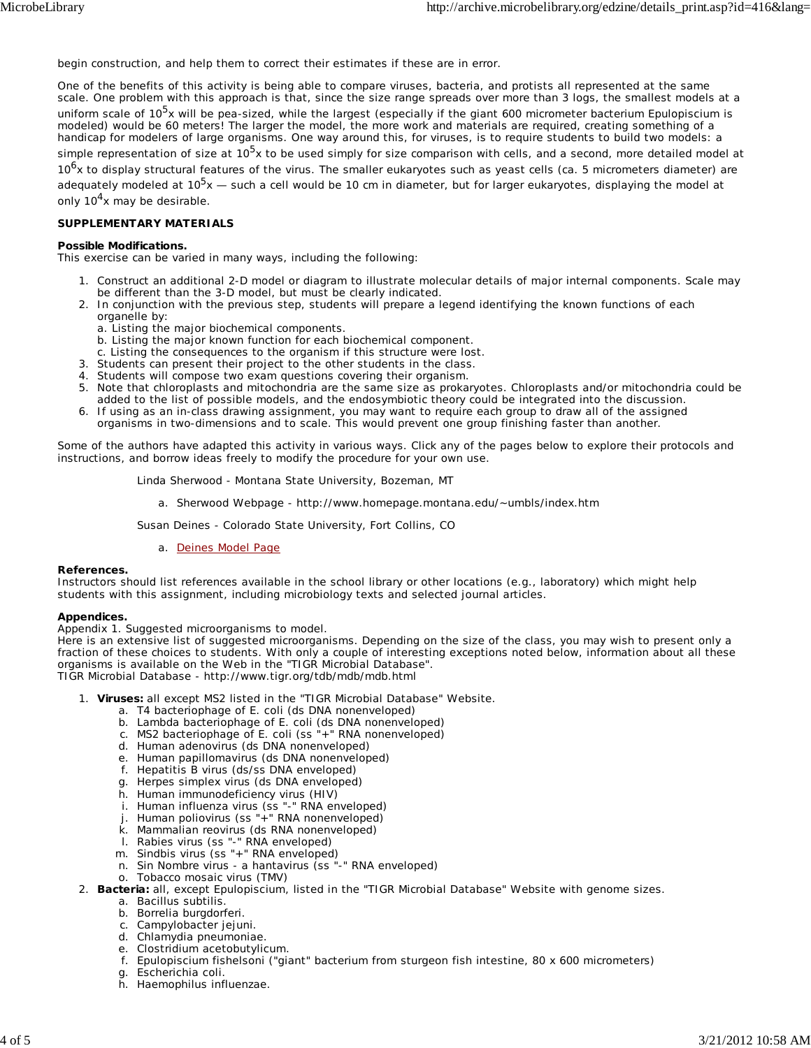begin construction, and help them to correct their estimates if these are in error.

One of the benefits of this activity is being able to compare viruses, bacteria, and protists all represented at the same scale. One problem with this approach is that, since the size range spreads over more than 3 logs, the smallest models at a uniform scale of $10^5$x will be pea-sized, while the largest (especially if the giant 600 micrometer bacterium Epulopiscium is modeled) would be 60 meters! The larger the model, the more work and materials are required, creating something of a handicap for modelers of large organisms. One way around this, for viruses, is to require students to build two models: a simple representation of size at $10^5$x to be used simply for size comparison with cells, and a second, more detailed model at $10^6$x to display structural features of the virus. The smaller eukaryotes such as yeast cells (ca. 5 micrometers diameter) are adequately modeled at $10^5$x — such a cell would be 10 cm in diameter, but for larger eukaryotes, displaying the model at only $10^4$x may be desirable.

**SUPPLEMENTARY MATERIALS**

**Possible Modifications.**
This exercise can be varied in many ways, including the following:

1. Construct an additional 2-D model or diagram to illustrate molecular details of major internal components. Scale may be different than the 3-D model, but must be clearly indicated.
2. In conjunction with the previous step, students will prepare a legend identifying the known functions of each organelle by:
   a. Listing the major biochemical components.
   b. Listing the major known function for each biochemical component.
   c. Listing the consequences to the organism if this structure were lost.
3. Students can present their project to the other students in the class.
4. Students will compose two exam questions covering their organism.
5. Note that chloroplasts and mitochondria are the same size as prokaryotes. Chloroplasts and/or mitochondria could be added to the list of possible models, and the endosymbiotic theory could be integrated into the discussion.
6. If using as an in-class drawing assignment, you may want to require each group to draw all of the assigned organisms in two-dimensions and to scale. This would prevent one group finishing faster than another.

Some of the authors have adapted this activity in various ways. Click any of the pages below to explore their protocols and instructions, and borrow ideas freely to modify the procedure for your own use.

Linda Sherwood - Montana State University, Bozeman, MT

a. Sherwood Webpage - http://www.homepage.montana.edu/~umbls/index.htm

Susan Deines - Colorado State University, Fort Collins, CO

a. Deines Model Page

**References.**
Instructors should list references available in the school library or other locations (e.g., laboratory) which might help students with this assignment, including microbiology texts and selected journal articles.

**Appendices.**
Appendix 1. Suggested microorganisms to model.
Here is an extensive list of suggested microorganisms. Depending on the size of the class, you may wish to present only a fraction of these choices to students. With only a couple of interesting exceptions noted below, information about all these organisms is available on the Web in the "TIGR Microbial Database".
TIGR Microbial Database - http://www.tigr.org/tdb/mdb/mdb.html

1. **Viruses:** all except MS2 listed in the "TIGR Microbial Database" Website.
   a. T4 bacteriophage of E. coli (ds DNA nonenveloped)
   b. Lambda bacteriophage of E. coli (ds DNA nonenveloped)
   c. MS2 bacteriophage of E. coli (ss "+" RNA nonenveloped)
   d. Human adenovirus (ds DNA nonenveloped)
   e. Human papillomavirus (ds DNA nonenveloped)
   f. Hepatitis B virus (ds/ss DNA enveloped)
   g. Herpes simplex virus (ds DNA enveloped)
   h. Human immunodeficiency virus (HIV)
   i. Human influenza virus (ss "-" RNA enveloped)
   j. Human poliovirus (ss "+" RNA nonenveloped)
   k. Mammalian reovirus (ds RNA nonenveloped)
   l. Rabies virus (ss "-" RNA enveloped)
   m. Sindbis virus (ss "+" RNA enveloped)
   n. Sin Nombre virus - a hantavirus (ss "-" RNA enveloped)
   o. Tobacco mosaic virus (TMV)
2. **Bacteria:** all, except Epulopiscium, listed in the "TIGR Microbial Database" Website with genome sizes.
   a. Bacillus subtilis.
   b. Borrelia burgdorferi.
   c. Campylobacter jejuni.
   d. Chlamydia pneumoniae.
   e. Clostridium acetobutylicum.
   f. Epulopiscium fishelsoni ("giant" bacterium from sturgeon fish intestine, 80 x 600 micrometers)
   g. Escherichia coli.
   h. Haemophilus influenzae.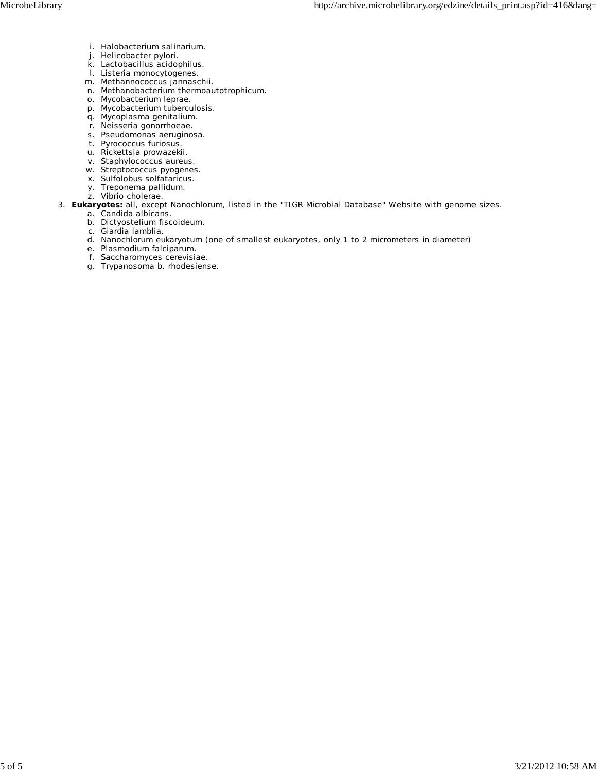i. Halobacterium salinarium.
j. Helicobacter pylori.
k. Lactobacillus acidophilus.
l. Listeria monocytogenes.
m. Methannococcus jannaschii.
n. Methanobacterium thermoautotrophicum.
o. Mycobacterium leprae.
p. Mycobacterium tuberculosis.
q. Mycoplasma genitalium.
r. Neisseria gonorrhoeae.
s. Pseudomonas aeruginosa.
t. Pyrococcus furiosus.
u. Rickettsia prowazekii.
v. Staphylococcus aureus.
w. Streptococcus pyogenes.
x. Sulfolobus solfataricus.
y. Treponema pallidum.
z. Vibrio cholerae.

3. **Eukaryotes:** all, except Nanochlorum, listed in the "TIGR Microbial Database" Website with genome sizes.
   a. Candida albicans.
   b. Dictyostelium fiscoideum.
   c. Giardia lamblia.
   d. Nanochlorum eukaryotum (one of smallest eukaryotes, only 1 to 2 micrometers in diameter)
   e. Plasmodium falciparum.
   f. Saccharomyces cerevisiae.
   g. Trypanosoma b. rhodesiense.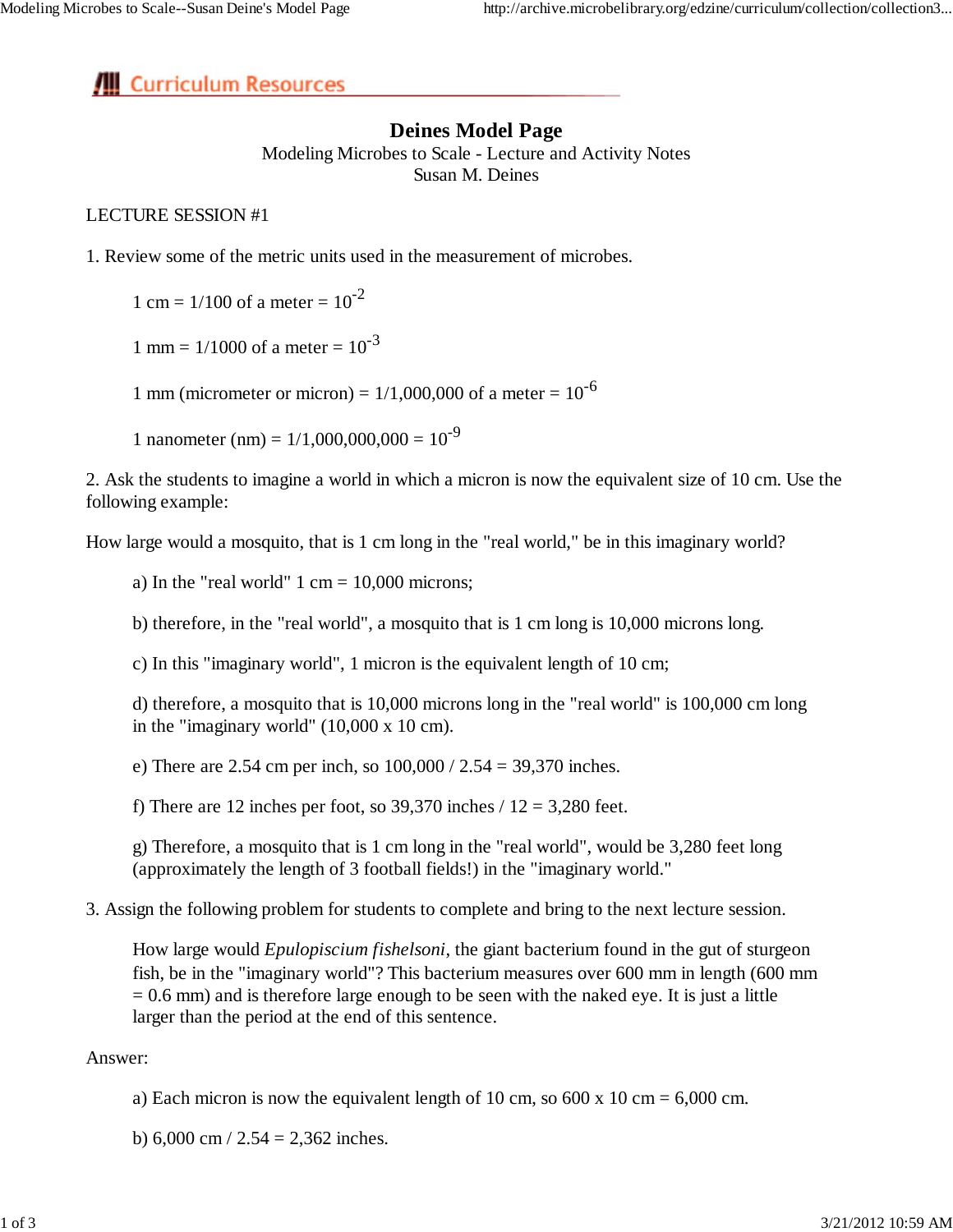## Curriculum Resources

# Deines Model Page

Modeling Microbes to Scale - Lecture and Activity Notes
Susan M. Deines

LECTURE SESSION #1

1. Review some of the metric units used in the measurement of microbes.

   1 cm = 1/100 of a meter = $10^{-2}$

   1 mm = 1/1000 of a meter = $10^{-3}$

   1 mm (micrometer or micron) = 1/1,000,000 of a meter = $10^{-6}$

   1 nanometer (nm) = 1/1,000,000,000 = $10^{-9}$

2. Ask the students to imagine a world in which a micron is now the equivalent size of 10 cm. Use the following example:

How large would a mosquito, that is 1 cm long in the "real world," be in this imaginary world?

   a) In the "real world" 1 cm = 10,000 microns;

   b) therefore, in the "real world", a mosquito that is 1 cm long is 10,000 microns long.

   c) In this "imaginary world", 1 micron is the equivalent length of 10 cm;

   d) therefore, a mosquito that is 10,000 microns long in the "real world" is 100,000 cm long in the "imaginary world" (10,000 x 10 cm).

   e) There are 2.54 cm per inch, so 100,000 / 2.54 = 39,370 inches.

   f) There are 12 inches per foot, so 39,370 inches / 12 = 3,280 feet.

   g) Therefore, a mosquito that is 1 cm long in the "real world", would be 3,280 feet long (approximately the length of 3 football fields!) in the "imaginary world."

3. Assign the following problem for students to complete and bring to the next lecture session.

   How large would *Epulopiscium fishelsoni*, the giant bacterium found in the gut of sturgeon fish, be in the "imaginary world"? This bacterium measures over 600 mm in length (600 mm = 0.6 mm) and is therefore large enough to be seen with the naked eye. It is just a little larger than the period at the end of this sentence.

Answer:

   a) Each micron is now the equivalent length of 10 cm, so 600 x 10 cm = 6,000 cm.

   b) 6,000 cm / 2.54 = 2,362 inches.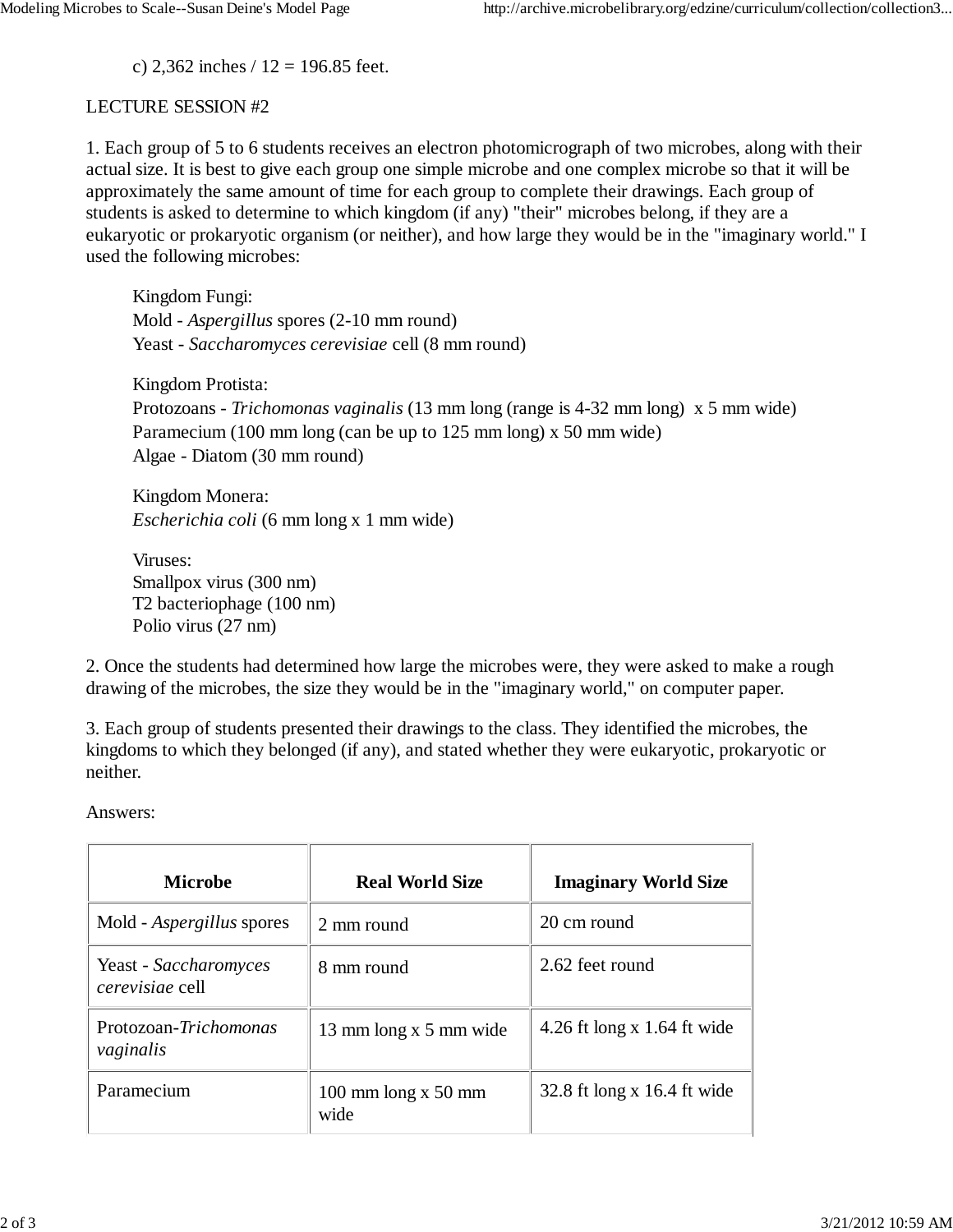c) 2,362 inches / 12 = 196.85 feet.

LECTURE SESSION #2

1. Each group of 5 to 6 students receives an electron photomicrograph of two microbes, along with their actual size. It is best to give each group one simple microbe and one complex microbe so that it will be approximately the same amount of time for each group to complete their drawings. Each group of students is asked to determine to which kingdom (if any) "their" microbes belong, if they are a eukaryotic or prokaryotic organism (or neither), and how large they would be in the "imaginary world." I used the following microbes:

Kingdom Fungi:
Mold - *Aspergillus* spores (2-10 mm round)
Yeast - *Saccharomyces cerevisiae* cell (8 mm round)

Kingdom Protista:
Protozoans - *Trichomonas vaginalis* (13 mm long (range is 4-32 mm long)  x 5 mm wide)
Paramecium (100 mm long (can be up to 125 mm long) x 50 mm wide)
Algae - Diatom (30 mm round)

Kingdom Monera:
*Escherichia coli* (6 mm long x 1 mm wide)

Viruses:
Smallpox virus (300 nm)
T2 bacteriophage (100 nm)
Polio virus (27 nm)

2. Once the students had determined how large the microbes were, they were asked to make a rough drawing of the microbes, the size they would be in the "imaginary world," on computer paper.

3. Each group of students presented their drawings to the class. They identified the microbes, the kingdoms to which they belonged (if any), and stated whether they were eukaryotic, prokaryotic or neither.

Answers:

| Microbe | Real World Size | Imaginary World Size |
|---|---|---|
| Mold - *Aspergillus* spores | 2 mm round | 20 cm round |
| Yeast - *Saccharomyces cerevisiae* cell | 8 mm round | 2.62 feet round |
| Protozoan-*Trichomonas vaginalis* | 13 mm long x 5 mm wide | 4.26 ft long x 1.64 ft wide |
| Paramecium | 100 mm long x 50 mm wide | 32.8 ft long x 16.4 ft wide |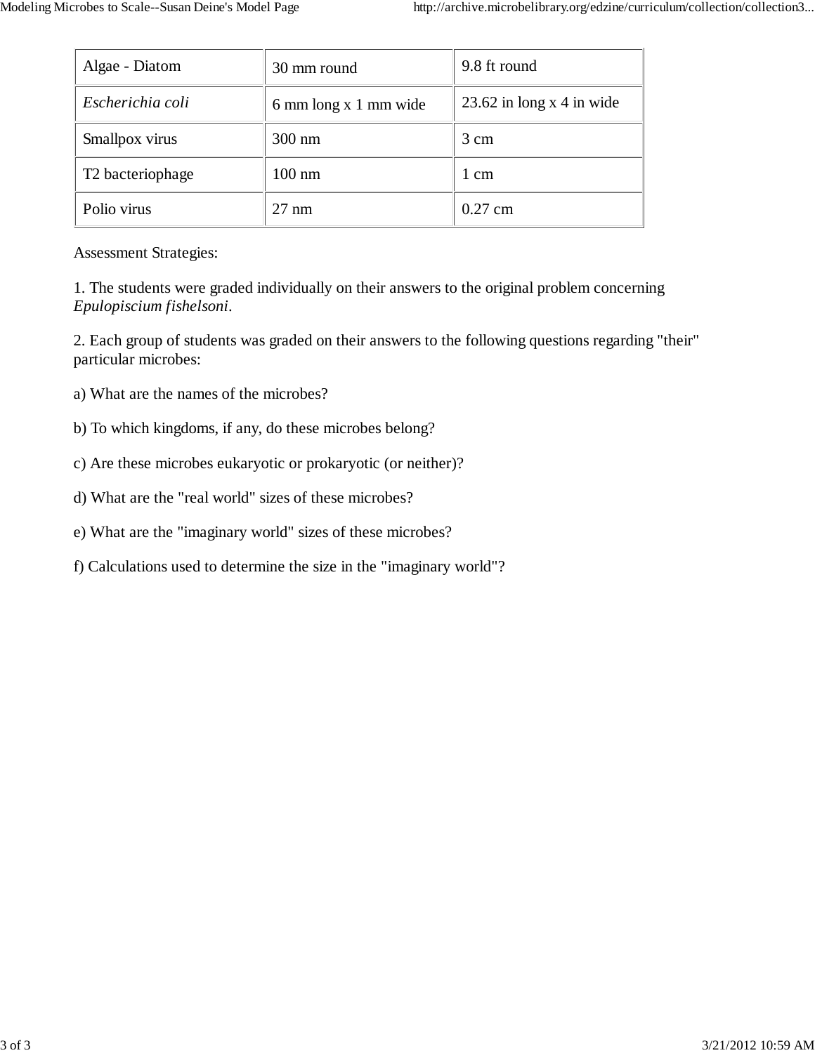| | | |
|---|---|---|
| Algae - Diatom | 30 mm round | 9.8 ft round |
| *Escherichia coli* | 6 mm long x 1 mm wide | 23.62 in long x 4 in wide |
| Smallpox virus | 300 nm | 3 cm |
| T2 bacteriophage | 100 nm | 1 cm |
| Polio virus | 27 nm | 0.27 cm |

Assessment Strategies:

1. The students were graded individually on their answers to the original problem concerning *Epulopiscium fishelsoni*.

2. Each group of students was graded on their answers to the following questions regarding "their" particular microbes:

a) What are the names of the microbes?

b) To which kingdoms, if any, do these microbes belong?

c) Are these microbes eukaryotic or prokaryotic (or neither)?

d) What are the "real world" sizes of these microbes?

e) What are the "imaginary world" sizes of these microbes?

f) Calculations used to determine the size in the "imaginary world"?